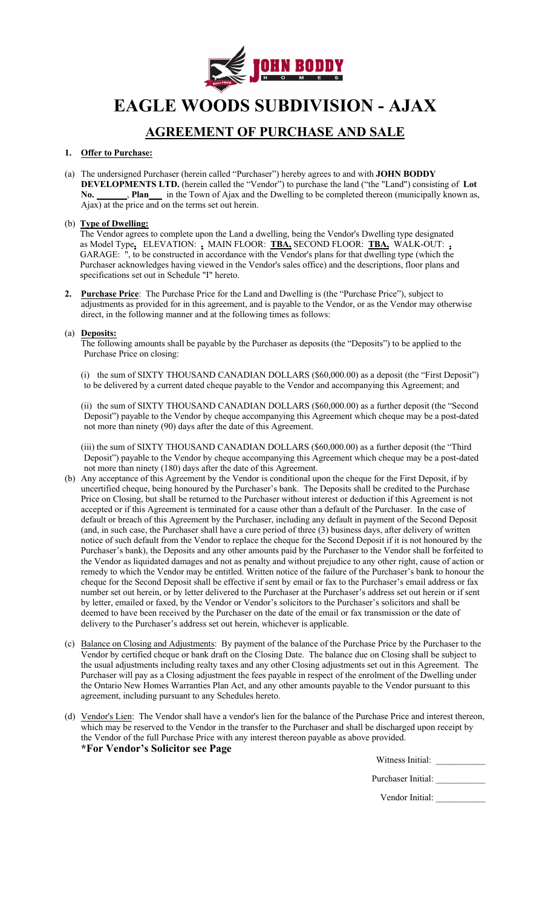# EAGLE WOODS SUBDIVISION - AJAX

## AGREEMENT OF PURCHASE AND SALE

**1. Offer to Purchase:**

(a) The undersigned Purchaser (herein called "Purchaser") hereby agrees to and with **JOHN BODDY DEVELOPMENTS LTD.** (herein called the "Vendor") to purchase the land ("the "Land") consisting of **Lot No. _______**, **Plan___** in the Town of Ajax and the Dwelling to be completed thereon (municipally known as, Ajax) at the price and on the terms set out herein.

(b) **Type of Dwelling:**

The Vendor agrees to complete upon the Land a dwelling, being the Vendor's Dwelling type designated as Model Type**,** ELEVATION: **,** MAIN FLOOR: **TBA,** SECOND FLOOR: **TBA,** WALK-OUT: **,** GARAGE: ", to be constructed in accordance with the Vendor's plans for that dwelling type (which the Purchaser acknowledges having viewed in the Vendor's sales office) and the descriptions, floor plans and specifications set out in Schedule "I" hereto.

**2. Purchase Price**: The Purchase Price for the Land and Dwelling is (the "Purchase Price"), subject to adjustments as provided for in this agreement, and is payable to the Vendor, or as the Vendor may otherwise direct, in the following manner and at the following times as follows:

(a) **Deposits:**

The following amounts shall be payable by the Purchaser as deposits (the "Deposits") to be applied to the Purchase Price on closing:

(i) the sum of SIXTY THOUSAND CANADIAN DOLLARS ($60,000.00) as a deposit (the "First Deposit") to be delivered by a current dated cheque payable to the Vendor and accompanying this Agreement; and

(ii) the sum of SIXTY THOUSAND CANADIAN DOLLARS ($60,000.00) as a further deposit (the "Second Deposit") payable to the Vendor by cheque accompanying this Agreement which cheque may be a post-dated not more than ninety (90) days after the date of this Agreement.

(iii) the sum of SIXTY THOUSAND CANADIAN DOLLARS ($60,000.00) as a further deposit (the "Third Deposit") payable to the Vendor by cheque accompanying this Agreement which cheque may be a post-dated not more than ninety (180) days after the date of this Agreement.

(b) Any acceptance of this Agreement by the Vendor is conditional upon the cheque for the First Deposit, if by uncertified cheque, being honoured by the Purchaser's bank. The Deposits shall be credited to the Purchase Price on Closing, but shall be returned to the Purchaser without interest or deduction if this Agreement is not accepted or if this Agreement is terminated for a cause other than a default of the Purchaser. In the case of default or breach of this Agreement by the Purchaser, including any default in payment of the Second Deposit (and, in such case, the Purchaser shall have a cure period of three (3) business days, after delivery of written notice of such default from the Vendor to replace the cheque for the Second Deposit if it is not honoured by the Purchaser's bank), the Deposits and any other amounts paid by the Purchaser to the Vendor shall be forfeited to the Vendor as liquidated damages and not as penalty and without prejudice to any other right, cause of action or remedy to which the Vendor may be entitled. Written notice of the failure of the Purchaser's bank to honour the cheque for the Second Deposit shall be effective if sent by email or fax to the Purchaser's email address or fax number set out herein, or by letter delivered to the Purchaser at the Purchaser's address set out herein or if sent by letter, emailed or faxed, by the Vendor or Vendor's solicitors to the Purchaser's solicitors and shall be deemed to have been received by the Purchaser on the date of the email or fax transmission or the date of delivery to the Purchaser's address set out herein, whichever is applicable.

(c) Balance on Closing and Adjustments: By payment of the balance of the Purchase Price by the Purchaser to the Vendor by certified cheque or bank draft on the Closing Date. The balance due on Closing shall be subject to the usual adjustments including realty taxes and any other Closing adjustments set out in this Agreement. The Purchaser will pay as a Closing adjustment the fees payable in respect of the enrolment of the Dwelling under the Ontario New Homes Warranties Plan Act, and any other amounts payable to the Vendor pursuant to this agreement, including pursuant to any Schedules hereto.

(d) Vendor's Lien: The Vendor shall have a vendor's lien for the balance of the Purchase Price and interest thereon, which may be reserved to the Vendor in the transfer to the Purchaser and shall be discharged upon receipt by the Vendor of the full Purchase Price with any interest thereon payable as above provided.

**\*For Vendor's Solicitor see Page**

Witness Initial: ___________

Purchaser Initial: ___________

Vendor Initial: ___________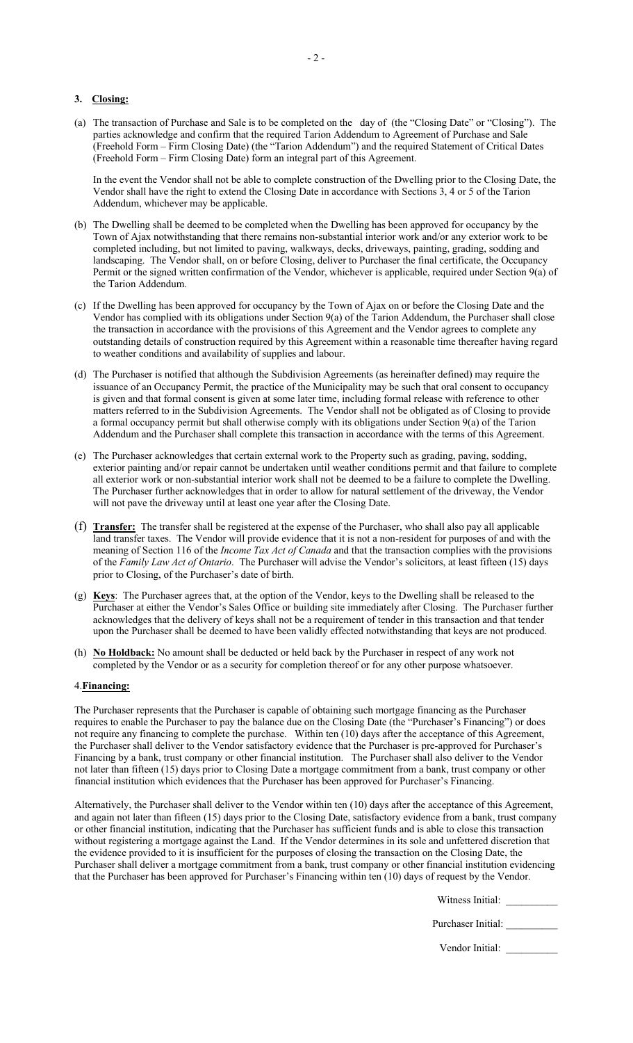### 3. **Closing:**

(a) The transaction of Purchase and Sale is to be completed on the day of (the "Closing Date" or "Closing"). The parties acknowledge and confirm that the required Tarion Addendum to Agreement of Purchase and Sale (Freehold Form – Firm Closing Date) (the "Tarion Addendum") and the required Statement of Critical Dates (Freehold Form – Firm Closing Date) form an integral part of this Agreement.

In the event the Vendor shall not be able to complete construction of the Dwelling prior to the Closing Date, the Vendor shall have the right to extend the Closing Date in accordance with Sections 3, 4 or 5 of the Tarion Addendum, whichever may be applicable.

(b) The Dwelling shall be deemed to be completed when the Dwelling has been approved for occupancy by the Town of Ajax notwithstanding that there remains non-substantial interior work and/or any exterior work to be completed including, but not limited to paving, walkways, decks, driveways, painting, grading, sodding and landscaping. The Vendor shall, on or before Closing, deliver to Purchaser the final certificate, the Occupancy Permit or the signed written confirmation of the Vendor, whichever is applicable, required under Section 9(a) of the Tarion Addendum.

(c) If the Dwelling has been approved for occupancy by the Town of Ajax on or before the Closing Date and the Vendor has complied with its obligations under Section 9(a) of the Tarion Addendum, the Purchaser shall close the transaction in accordance with the provisions of this Agreement and the Vendor agrees to complete any outstanding details of construction required by this Agreement within a reasonable time thereafter having regard to weather conditions and availability of supplies and labour.

(d) The Purchaser is notified that although the Subdivision Agreements (as hereinafter defined) may require the issuance of an Occupancy Permit, the practice of the Municipality may be such that oral consent to occupancy is given and that formal consent is given at some later time, including formal release with reference to other matters referred to in the Subdivision Agreements. The Vendor shall not be obligated as of Closing to provide a formal occupancy permit but shall otherwise comply with its obligations under Section 9(a) of the Tarion Addendum and the Purchaser shall complete this transaction in accordance with the terms of this Agreement.

(e) The Purchaser acknowledges that certain external work to the Property such as grading, paving, sodding, exterior painting and/or repair cannot be undertaken until weather conditions permit and that failure to complete all exterior work or non-substantial interior work shall not be deemed to be a failure to complete the Dwelling. The Purchaser further acknowledges that in order to allow for natural settlement of the driveway, the Vendor will not pave the driveway until at least one year after the Closing Date.

(f) **Transfer:** The transfer shall be registered at the expense of the Purchaser, who shall also pay all applicable land transfer taxes. The Vendor will provide evidence that it is not a non-resident for purposes of and with the meaning of Section 116 of the *Income Tax Act of Canada* and that the transaction complies with the provisions of the *Family Law Act of Ontario*. The Purchaser will advise the Vendor's solicitors, at least fifteen (15) days prior to Closing, of the Purchaser's date of birth.

(g) **Keys**: The Purchaser agrees that, at the option of the Vendor, keys to the Dwelling shall be released to the Purchaser at either the Vendor's Sales Office or building site immediately after Closing. The Purchaser further acknowledges that the delivery of keys shall not be a requirement of tender in this transaction and that tender upon the Purchaser shall be deemed to have been validly effected notwithstanding that keys are not produced.

(h) **No Holdback:** No amount shall be deducted or held back by the Purchaser in respect of any work not completed by the Vendor or as a security for completion thereof or for any other purpose whatsoever.

### 4. **Financing:**

The Purchaser represents that the Purchaser is capable of obtaining such mortgage financing as the Purchaser requires to enable the Purchaser to pay the balance due on the Closing Date (the "Purchaser's Financing") or does not require any financing to complete the purchase. Within ten (10) days after the acceptance of this Agreement, the Purchaser shall deliver to the Vendor satisfactory evidence that the Purchaser is pre-approved for Purchaser's Financing by a bank, trust company or other financial institution. The Purchaser shall also deliver to the Vendor not later than fifteen (15) days prior to Closing Date a mortgage commitment from a bank, trust company or other financial institution which evidences that the Purchaser has been approved for Purchaser's Financing.

Alternatively, the Purchaser shall deliver to the Vendor within ten (10) days after the acceptance of this Agreement, and again not later than fifteen (15) days prior to the Closing Date, satisfactory evidence from a bank, trust company or other financial institution, indicating that the Purchaser has sufficient funds and is able to close this transaction without registering a mortgage against the Land. If the Vendor determines in its sole and unfettered discretion that the evidence provided to it is insufficient for the purposes of closing the transaction on the Closing Date, the Purchaser shall deliver a mortgage commitment from a bank, trust company or other financial institution evidencing that the Purchaser has been approved for Purchaser's Financing within ten (10) days of request by the Vendor.

Witness Initial: __________

Purchaser Initial: __________

Vendor Initial: __________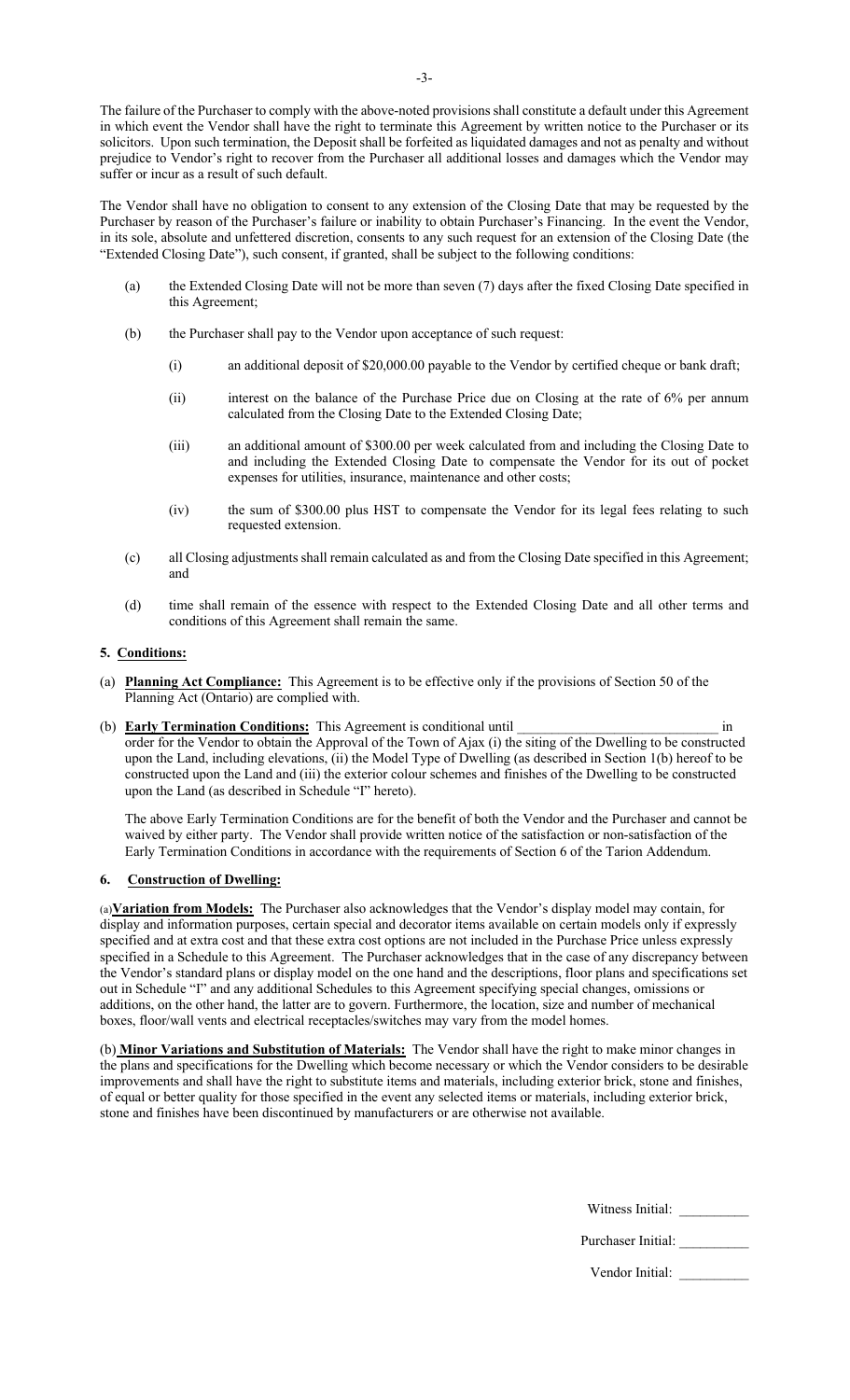The failure of the Purchaser to comply with the above-noted provisions shall constitute a default under this Agreement in which event the Vendor shall have the right to terminate this Agreement by written notice to the Purchaser or its solicitors. Upon such termination, the Deposit shall be forfeited as liquidated damages and not as penalty and without prejudice to Vendor's right to recover from the Purchaser all additional losses and damages which the Vendor may suffer or incur as a result of such default.

The Vendor shall have no obligation to consent to any extension of the Closing Date that may be requested by the Purchaser by reason of the Purchaser's failure or inability to obtain Purchaser's Financing. In the event the Vendor, in its sole, absolute and unfettered discretion, consents to any such request for an extension of the Closing Date (the "Extended Closing Date"), such consent, if granted, shall be subject to the following conditions:

(a) the Extended Closing Date will not be more than seven (7) days after the fixed Closing Date specified in this Agreement;

(b) the Purchaser shall pay to the Vendor upon acceptance of such request:

  (i) an additional deposit of $20,000.00 payable to the Vendor by certified cheque or bank draft;

  (ii) interest on the balance of the Purchase Price due on Closing at the rate of 6% per annum calculated from the Closing Date to the Extended Closing Date;

  (iii) an additional amount of $300.00 per week calculated from and including the Closing Date to and including the Extended Closing Date to compensate the Vendor for its out of pocket expenses for utilities, insurance, maintenance and other costs;

  (iv) the sum of $300.00 plus HST to compensate the Vendor for its legal fees relating to such requested extension.

(c) all Closing adjustments shall remain calculated as and from the Closing Date specified in this Agreement; and

(d) time shall remain of the essence with respect to the Extended Closing Date and all other terms and conditions of this Agreement shall remain the same.

**5. Conditions:**

(a) **Planning Act Compliance:** This Agreement is to be effective only if the provisions of Section 50 of the Planning Act (Ontario) are complied with.

(b) **Early Termination Conditions:** This Agreement is conditional until ______________________________ in order for the Vendor to obtain the Approval of the Town of Ajax (i) the siting of the Dwelling to be constructed upon the Land, including elevations, (ii) the Model Type of Dwelling (as described in Section 1(b) hereof to be constructed upon the Land and (iii) the exterior colour schemes and finishes of the Dwelling to be constructed upon the Land (as described in Schedule "I" hereto).

The above Early Termination Conditions are for the benefit of both the Vendor and the Purchaser and cannot be waived by either party. The Vendor shall provide written notice of the satisfaction or non-satisfaction of the Early Termination Conditions in accordance with the requirements of Section 6 of the Tarion Addendum.

**6. Construction of Dwelling:**

(a) **Variation from Models:** The Purchaser also acknowledges that the Vendor's display model may contain, for display and information purposes, certain special and decorator items available on certain models only if expressly specified and at extra cost and that these extra cost options are not included in the Purchase Price unless expressly specified in a Schedule to this Agreement. The Purchaser acknowledges that in the case of any discrepancy between the Vendor's standard plans or display model on the one hand and the descriptions, floor plans and specifications set out in Schedule "I" and any additional Schedules to this Agreement specifying special changes, omissions or additions, on the other hand, the latter are to govern. Furthermore, the location, size and number of mechanical boxes, floor/wall vents and electrical receptacles/switches may vary from the model homes.

(b) **Minor Variations and Substitution of Materials:** The Vendor shall have the right to make minor changes in the plans and specifications for the Dwelling which become necessary or which the Vendor considers to be desirable improvements and shall have the right to substitute items and materials, including exterior brick, stone and finishes, of equal or better quality for those specified in the event any selected items or materials, including exterior brick, stone and finishes have been discontinued by manufacturers or are otherwise not available.

Witness Initial: __________

Purchaser Initial: __________

Vendor Initial: __________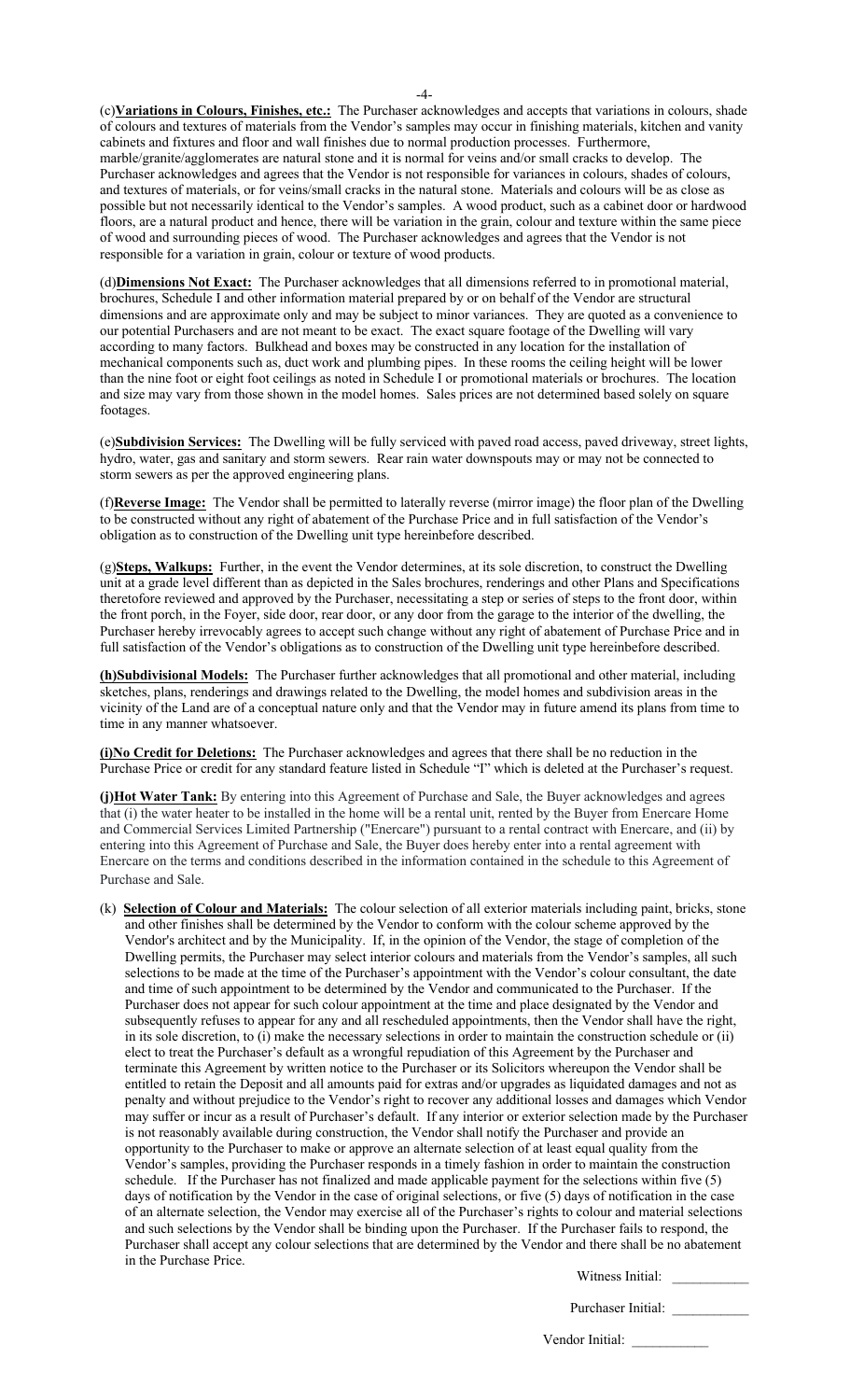(c)**Variations in Colours, Finishes, etc.:** The Purchaser acknowledges and accepts that variations in colours, shade of colours and textures of materials from the Vendor's samples may occur in finishing materials, kitchen and vanity cabinets and fixtures and floor and wall finishes due to normal production processes. Furthermore, marble/granite/agglomerates are natural stone and it is normal for veins and/or small cracks to develop. The Purchaser acknowledges and agrees that the Vendor is not responsible for variances in colours, shades of colours, and textures of materials, or for veins/small cracks in the natural stone. Materials and colours will be as close as possible but not necessarily identical to the Vendor's samples. A wood product, such as a cabinet door or hardwood floors, are a natural product and hence, there will be variation in the grain, colour and texture within the same piece of wood and surrounding pieces of wood. The Purchaser acknowledges and agrees that the Vendor is not responsible for a variation in grain, colour or texture of wood products.

(d)**Dimensions Not Exact:** The Purchaser acknowledges that all dimensions referred to in promotional material, brochures, Schedule I and other information material prepared by or on behalf of the Vendor are structural dimensions and are approximate only and may be subject to minor variances. They are quoted as a convenience to our potential Purchasers and are not meant to be exact. The exact square footage of the Dwelling will vary according to many factors. Bulkhead and boxes may be constructed in any location for the installation of mechanical components such as, duct work and plumbing pipes. In these rooms the ceiling height will be lower than the nine foot or eight foot ceilings as noted in Schedule I or promotional materials or brochures. The location and size may vary from those shown in the model homes. Sales prices are not determined based solely on square footages.

(e)**Subdivision Services:** The Dwelling will be fully serviced with paved road access, paved driveway, street lights, hydro, water, gas and sanitary and storm sewers. Rear rain water downspouts may or may not be connected to storm sewers as per the approved engineering plans.

(f)**Reverse Image:** The Vendor shall be permitted to laterally reverse (mirror image) the floor plan of the Dwelling to be constructed without any right of abatement of the Purchase Price and in full satisfaction of the Vendor's obligation as to construction of the Dwelling unit type hereinbefore described.

(g)**Steps, Walkups:** Further, in the event the Vendor determines, at its sole discretion, to construct the Dwelling unit at a grade level different than as depicted in the Sales brochures, renderings and other Plans and Specifications theretofore reviewed and approved by the Purchaser, necessitating a step or series of steps to the front door, within the front porch, in the Foyer, side door, rear door, or any door from the garage to the interior of the dwelling, the Purchaser hereby irrevocably agrees to accept such change without any right of abatement of Purchase Price and in full satisfaction of the Vendor's obligations as to construction of the Dwelling unit type hereinbefore described.

**(h)Subdivisional Models:** The Purchaser further acknowledges that all promotional and other material, including sketches, plans, renderings and drawings related to the Dwelling, the model homes and subdivision areas in the vicinity of the Land are of a conceptual nature only and that the Vendor may in future amend its plans from time to time in any manner whatsoever.

**(i)No Credit for Deletions:** The Purchaser acknowledges and agrees that there shall be no reduction in the Purchase Price or credit for any standard feature listed in Schedule "I" which is deleted at the Purchaser's request.

**(j)Hot Water Tank:** By entering into this Agreement of Purchase and Sale, the Buyer acknowledges and agrees that (i) the water heater to be installed in the home will be a rental unit, rented by the Buyer from Enercare Home and Commercial Services Limited Partnership ("Enercare") pursuant to a rental contract with Enercare, and (ii) by entering into this Agreement of Purchase and Sale, the Buyer does hereby enter into a rental agreement with Enercare on the terms and conditions described in the information contained in the schedule to this Agreement of Purchase and Sale.

(k) **Selection of Colour and Materials:** The colour selection of all exterior materials including paint, bricks, stone and other finishes shall be determined by the Vendor to conform with the colour scheme approved by the Vendor's architect and by the Municipality. If, in the opinion of the Vendor, the stage of completion of the Dwelling permits, the Purchaser may select interior colours and materials from the Vendor's samples, all such selections to be made at the time of the Purchaser's appointment with the Vendor's colour consultant, the date and time of such appointment to be determined by the Vendor and communicated to the Purchaser. If the Purchaser does not appear for such colour appointment at the time and place designated by the Vendor and subsequently refuses to appear for any and all rescheduled appointments, then the Vendor shall have the right, in its sole discretion, to (i) make the necessary selections in order to maintain the construction schedule or (ii) elect to treat the Purchaser's default as a wrongful repudiation of this Agreement by the Purchaser and terminate this Agreement by written notice to the Purchaser or its Solicitors whereupon the Vendor shall be entitled to retain the Deposit and all amounts paid for extras and/or upgrades as liquidated damages and not as penalty and without prejudice to the Vendor's right to recover any additional losses and damages which Vendor may suffer or incur as a result of Purchaser's default. If any interior or exterior selection made by the Purchaser is not reasonably available during construction, the Vendor shall notify the Purchaser and provide an opportunity to the Purchaser to make or approve an alternate selection of at least equal quality from the Vendor's samples, providing the Purchaser responds in a timely fashion in order to maintain the construction schedule. If the Purchaser has not finalized and made applicable payment for the selections within five (5) days of notification by the Vendor in the case of original selections, or five (5) days of notification in the case of an alternate selection, the Vendor may exercise all of the Purchaser's rights to colour and material selections and such selections by the Vendor shall be binding upon the Purchaser. If the Purchaser fails to respond, the Purchaser shall accept any colour selections that are determined by the Vendor and there shall be no abatement in the Purchase Price.

Witness Initial: ___________

Purchaser Initial: ___________

Vendor Initial: ___________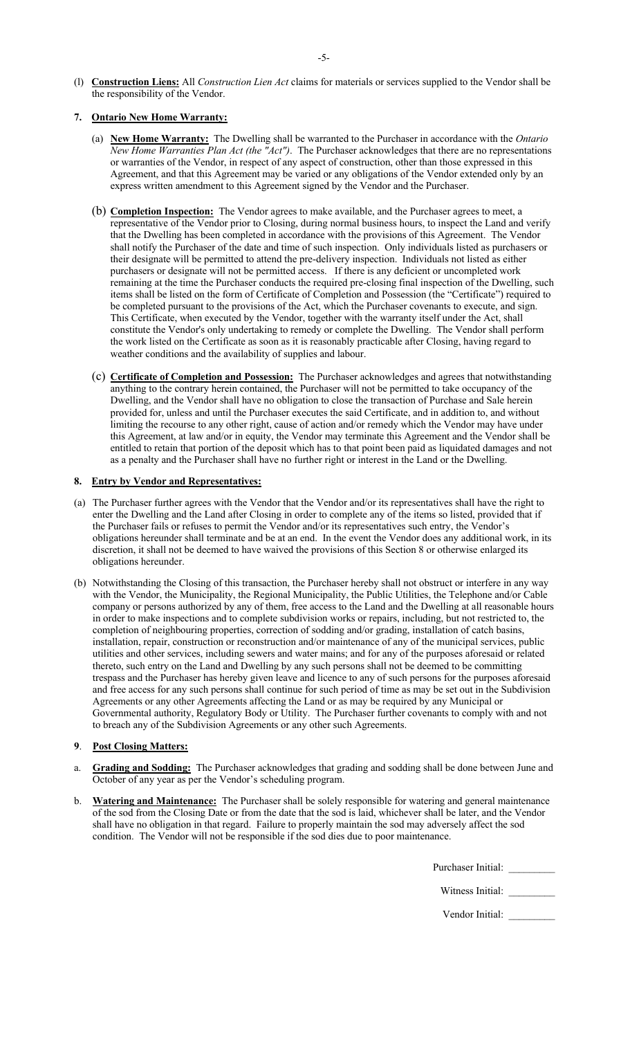(l) **Construction Liens:** All *Construction Lien Act* claims for materials or services supplied to the Vendor shall be the responsibility of the Vendor.

**7. Ontario New Home Warranty:**

(a) **New Home Warranty:** The Dwelling shall be warranted to the Purchaser in accordance with the *Ontario New Home Warranties Plan Act (the "Act")*. The Purchaser acknowledges that there are no representations or warranties of the Vendor, in respect of any aspect of construction, other than those expressed in this Agreement, and that this Agreement may be varied or any obligations of the Vendor extended only by an express written amendment to this Agreement signed by the Vendor and the Purchaser.

(b) **Completion Inspection:** The Vendor agrees to make available, and the Purchaser agrees to meet, a representative of the Vendor prior to Closing, during normal business hours, to inspect the Land and verify that the Dwelling has been completed in accordance with the provisions of this Agreement. The Vendor shall notify the Purchaser of the date and time of such inspection. Only individuals listed as purchasers or their designate will be permitted to attend the pre-delivery inspection. Individuals not listed as either purchasers or designate will not be permitted access. If there is any deficient or uncompleted work remaining at the time the Purchaser conducts the required pre-closing final inspection of the Dwelling, such items shall be listed on the form of Certificate of Completion and Possession (the "Certificate") required to be completed pursuant to the provisions of the Act, which the Purchaser covenants to execute, and sign. This Certificate, when executed by the Vendor, together with the warranty itself under the Act, shall constitute the Vendor's only undertaking to remedy or complete the Dwelling. The Vendor shall perform the work listed on the Certificate as soon as it is reasonably practicable after Closing, having regard to weather conditions and the availability of supplies and labour.

(c) **Certificate of Completion and Possession:** The Purchaser acknowledges and agrees that notwithstanding anything to the contrary herein contained, the Purchaser will not be permitted to take occupancy of the Dwelling, and the Vendor shall have no obligation to close the transaction of Purchase and Sale herein provided for, unless and until the Purchaser executes the said Certificate, and in addition to, and without limiting the recourse to any other right, cause of action and/or remedy which the Vendor may have under this Agreement, at law and/or in equity, the Vendor may terminate this Agreement and the Vendor shall be entitled to retain that portion of the deposit which has to that point been paid as liquidated damages and not as a penalty and the Purchaser shall have no further right or interest in the Land or the Dwelling.

**8. Entry by Vendor and Representatives:**

(a) The Purchaser further agrees with the Vendor that the Vendor and/or its representatives shall have the right to enter the Dwelling and the Land after Closing in order to complete any of the items so listed, provided that if the Purchaser fails or refuses to permit the Vendor and/or its representatives such entry, the Vendor's obligations hereunder shall terminate and be at an end. In the event the Vendor does any additional work, in its discretion, it shall not be deemed to have waived the provisions of this Section 8 or otherwise enlarged its obligations hereunder.

(b) Notwithstanding the Closing of this transaction, the Purchaser hereby shall not obstruct or interfere in any way with the Vendor, the Municipality, the Regional Municipality, the Public Utilities, the Telephone and/or Cable company or persons authorized by any of them, free access to the Land and the Dwelling at all reasonable hours in order to make inspections and to complete subdivision works or repairs, including, but not restricted to, the completion of neighbouring properties, correction of sodding and/or grading, installation of catch basins, installation, repair, construction or reconstruction and/or maintenance of any of the municipal services, public utilities and other services, including sewers and water mains; and for any of the purposes aforesaid or related thereto, such entry on the Land and Dwelling by any such persons shall not be deemed to be committing trespass and the Purchaser has hereby given leave and licence to any of such persons for the purposes aforesaid and free access for any such persons shall continue for such period of time as may be set out in the Subdivision Agreements or any other Agreements affecting the Land or as may be required by any Municipal or Governmental authority, Regulatory Body or Utility. The Purchaser further covenants to comply with and not to breach any of the Subdivision Agreements or any other such Agreements.

**9. Post Closing Matters:**

a. **Grading and Sodding:** The Purchaser acknowledges that grading and sodding shall be done between June and October of any year as per the Vendor's scheduling program.

b. **Watering and Maintenance:** The Purchaser shall be solely responsible for watering and general maintenance of the sod from the Closing Date or from the date that the sod is laid, whichever shall be later, and the Vendor shall have no obligation in that regard. Failure to properly maintain the sod may adversely affect the sod condition. The Vendor will not be responsible if the sod dies due to poor maintenance.

Purchaser Initial: \_\_\_\_\_\_\_\_\_

Witness Initial: \_\_\_\_\_\_\_\_\_

Vendor Initial: \_\_\_\_\_\_\_\_\_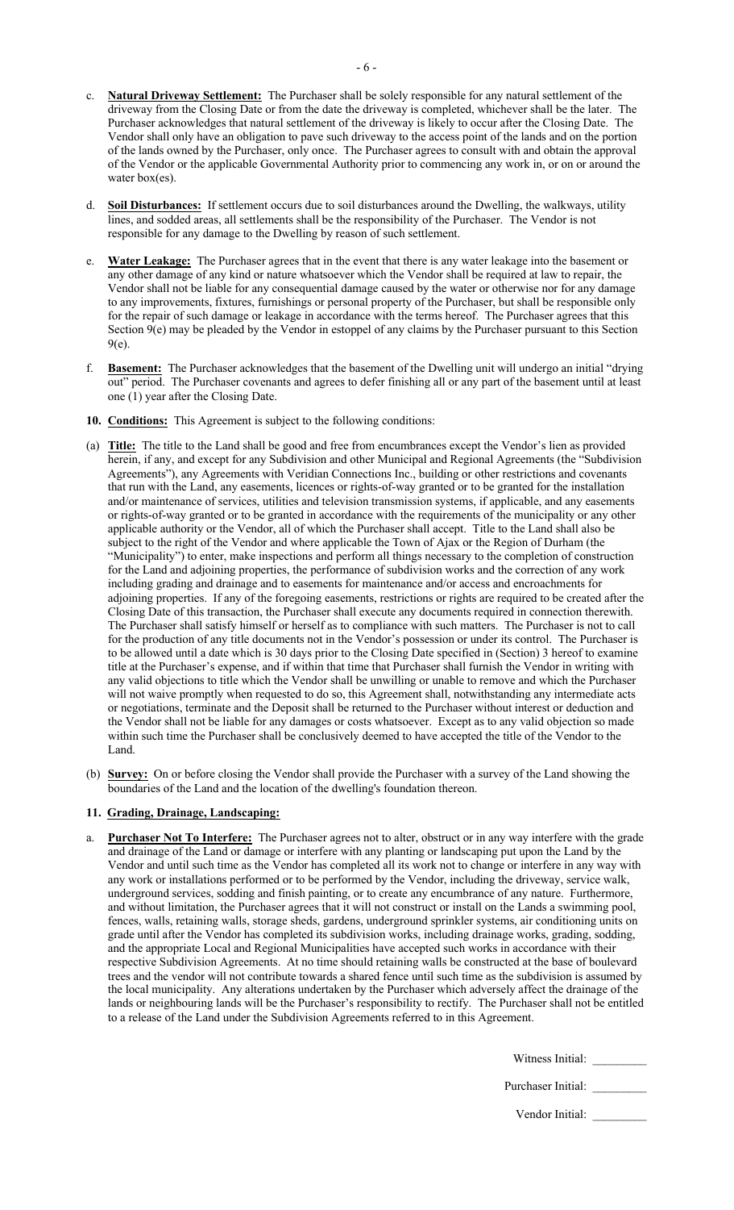c. **Natural Driveway Settlement:** The Purchaser shall be solely responsible for any natural settlement of the driveway from the Closing Date or from the date the driveway is completed, whichever shall be the later. The Purchaser acknowledges that natural settlement of the driveway is likely to occur after the Closing Date. The Vendor shall only have an obligation to pave such driveway to the access point of the lands and on the portion of the lands owned by the Purchaser, only once. The Purchaser agrees to consult with and obtain the approval of the Vendor or the applicable Governmental Authority prior to commencing any work in, or on or around the water box(es).

d. **Soil Disturbances:** If settlement occurs due to soil disturbances around the Dwelling, the walkways, utility lines, and sodded areas, all settlements shall be the responsibility of the Purchaser. The Vendor is not responsible for any damage to the Dwelling by reason of such settlement.

e. **Water Leakage:** The Purchaser agrees that in the event that there is any water leakage into the basement or any other damage of any kind or nature whatsoever which the Vendor shall be required at law to repair, the Vendor shall not be liable for any consequential damage caused by the water or otherwise nor for any damage to any improvements, fixtures, furnishings or personal property of the Purchaser, but shall be responsible only for the repair of such damage or leakage in accordance with the terms hereof. The Purchaser agrees that this Section 9(e) may be pleaded by the Vendor in estoppel of any claims by the Purchaser pursuant to this Section 9(e).

f. **Basement:** The Purchaser acknowledges that the basement of the Dwelling unit will undergo an initial "drying out" period. The Purchaser covenants and agrees to defer finishing all or any part of the basement until at least one (1) year after the Closing Date.

**10. Conditions:** This Agreement is subject to the following conditions:

(a) **Title:** The title to the Land shall be good and free from encumbrances except the Vendor's lien as provided herein, if any, and except for any Subdivision and other Municipal and Regional Agreements (the "Subdivision Agreements"), any Agreements with Veridian Connections Inc., building or other restrictions and covenants that run with the Land, any easements, licences or rights-of-way granted or to be granted for the installation and/or maintenance of services, utilities and television transmission systems, if applicable, and any easements or rights-of-way granted or to be granted in accordance with the requirements of the municipality or any other applicable authority or the Vendor, all of which the Purchaser shall accept. Title to the Land shall also be subject to the right of the Vendor and where applicable the Town of Ajax or the Region of Durham (the "Municipality") to enter, make inspections and perform all things necessary to the completion of construction for the Land and adjoining properties, the performance of subdivision works and the correction of any work including grading and drainage and to easements for maintenance and/or access and encroachments for adjoining properties. If any of the foregoing easements, restrictions or rights are required to be created after the Closing Date of this transaction, the Purchaser shall execute any documents required in connection therewith. The Purchaser shall satisfy himself or herself as to compliance with such matters. The Purchaser is not to call for the production of any title documents not in the Vendor's possession or under its control. The Purchaser is to be allowed until a date which is 30 days prior to the Closing Date specified in (Section) 3 hereof to examine title at the Purchaser's expense, and if within that time that Purchaser shall furnish the Vendor in writing with any valid objections to title which the Vendor shall be unwilling or unable to remove and which the Purchaser will not waive promptly when requested to do so, this Agreement shall, notwithstanding any intermediate acts or negotiations, terminate and the Deposit shall be returned to the Purchaser without interest or deduction and the Vendor shall not be liable for any damages or costs whatsoever. Except as to any valid objection so made within such time the Purchaser shall be conclusively deemed to have accepted the title of the Vendor to the Land.

(b) **Survey:** On or before closing the Vendor shall provide the Purchaser with a survey of the Land showing the boundaries of the Land and the location of the dwelling's foundation thereon.

**11. Grading, Drainage, Landscaping:**

a. **Purchaser Not To Interfere:** The Purchaser agrees not to alter, obstruct or in any way interfere with the grade and drainage of the Land or damage or interfere with any planting or landscaping put upon the Land by the Vendor and until such time as the Vendor has completed all its work not to change or interfere in any way with any work or installations performed or to be performed by the Vendor, including the driveway, service walk, underground services, sodding and finish painting, or to create any encumbrance of any nature. Furthermore, and without limitation, the Purchaser agrees that it will not construct or install on the Lands a swimming pool, fences, walls, retaining walls, storage sheds, gardens, underground sprinkler systems, air conditioning units on grade until after the Vendor has completed its subdivision works, including drainage works, grading, sodding, and the appropriate Local and Regional Municipalities have accepted such works in accordance with their respective Subdivision Agreements. At no time should retaining walls be constructed at the base of boulevard trees and the vendor will not contribute towards a shared fence until such time as the subdivision is assumed by the local municipality. Any alterations undertaken by the Purchaser which adversely affect the drainage of the lands or neighbouring lands will be the Purchaser's responsibility to rectify. The Purchaser shall not be entitled to a release of the Land under the Subdivision Agreements referred to in this Agreement.

Witness Initial: _________

Purchaser Initial: _________

Vendor Initial: _________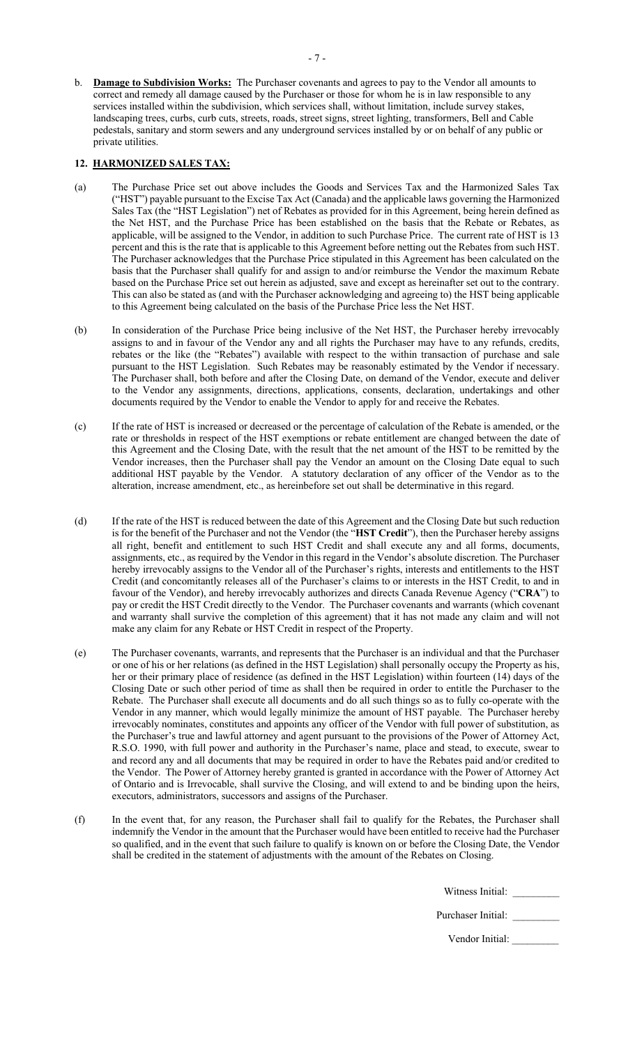b. **Damage to Subdivision Works:** The Purchaser covenants and agrees to pay to the Vendor all amounts to correct and remedy all damage caused by the Purchaser or those for whom he is in law responsible to any services installed within the subdivision, which services shall, without limitation, include survey stakes, landscaping trees, curbs, curb cuts, streets, roads, street signs, street lighting, transformers, Bell and Cable pedestals, sanitary and storm sewers and any underground services installed by or on behalf of any public or private utilities.

## 12. HARMONIZED SALES TAX:

(a) The Purchase Price set out above includes the Goods and Services Tax and the Harmonized Sales Tax ("HST") payable pursuant to the Excise Tax Act (Canada) and the applicable laws governing the Harmonized Sales Tax (the "HST Legislation") net of Rebates as provided for in this Agreement, being herein defined as the Net HST, and the Purchase Price has been established on the basis that the Rebate or Rebates, as applicable, will be assigned to the Vendor, in addition to such Purchase Price. The current rate of HST is 13 percent and this is the rate that is applicable to this Agreement before netting out the Rebates from such HST. The Purchaser acknowledges that the Purchase Price stipulated in this Agreement has been calculated on the basis that the Purchaser shall qualify for and assign to and/or reimburse the Vendor the maximum Rebate based on the Purchase Price set out herein as adjusted, save and except as hereinafter set out to the contrary. This can also be stated as (and with the Purchaser acknowledging and agreeing to) the HST being applicable to this Agreement being calculated on the basis of the Purchase Price less the Net HST.

(b) In consideration of the Purchase Price being inclusive of the Net HST, the Purchaser hereby irrevocably assigns to and in favour of the Vendor any and all rights the Purchaser may have to any refunds, credits, rebates or the like (the "Rebates") available with respect to the within transaction of purchase and sale pursuant to the HST Legislation. Such Rebates may be reasonably estimated by the Vendor if necessary. The Purchaser shall, both before and after the Closing Date, on demand of the Vendor, execute and deliver to the Vendor any assignments, directions, applications, consents, declaration, undertakings and other documents required by the Vendor to enable the Vendor to apply for and receive the Rebates.

(c) If the rate of HST is increased or decreased or the percentage of calculation of the Rebate is amended, or the rate or thresholds in respect of the HST exemptions or rebate entitlement are changed between the date of this Agreement and the Closing Date, with the result that the net amount of the HST to be remitted by the Vendor increases, then the Purchaser shall pay the Vendor an amount on the Closing Date equal to such additional HST payable by the Vendor. A statutory declaration of any officer of the Vendor as to the alteration, increase amendment, etc., as hereinbefore set out shall be determinative in this regard.

(d) If the rate of the HST is reduced between the date of this Agreement and the Closing Date but such reduction is for the benefit of the Purchaser and not the Vendor (the "**HST Credit**"), then the Purchaser hereby assigns all right, benefit and entitlement to such HST Credit and shall execute any and all forms, documents, assignments, etc., as required by the Vendor in this regard in the Vendor's absolute discretion. The Purchaser hereby irrevocably assigns to the Vendor all of the Purchaser's rights, interests and entitlements to the HST Credit (and concomitantly releases all of the Purchaser's claims to or interests in the HST Credit, to and in favour of the Vendor), and hereby irrevocably authorizes and directs Canada Revenue Agency ("**CRA**") to pay or credit the HST Credit directly to the Vendor. The Purchaser covenants and warrants (which covenant and warranty shall survive the completion of this agreement) that it has not made any claim and will not make any claim for any Rebate or HST Credit in respect of the Property.

(e) The Purchaser covenants, warrants, and represents that the Purchaser is an individual and that the Purchaser or one of his or her relations (as defined in the HST Legislation) shall personally occupy the Property as his, her or their primary place of residence (as defined in the HST Legislation) within fourteen (14) days of the Closing Date or such other period of time as shall then be required in order to entitle the Purchaser to the Rebate. The Purchaser shall execute all documents and do all such things so as to fully co-operate with the Vendor in any manner, which would legally minimize the amount of HST payable. The Purchaser hereby irrevocably nominates, constitutes and appoints any officer of the Vendor with full power of substitution, as the Purchaser's true and lawful attorney and agent pursuant to the provisions of the Power of Attorney Act, R.S.O. 1990, with full power and authority in the Purchaser's name, place and stead, to execute, swear to and record any and all documents that may be required in order to have the Rebates paid and/or credited to the Vendor. The Power of Attorney hereby granted is granted in accordance with the Power of Attorney Act of Ontario and is Irrevocable, shall survive the Closing, and will extend to and be binding upon the heirs, executors, administrators, successors and assigns of the Purchaser.

(f) In the event that, for any reason, the Purchaser shall fail to qualify for the Rebates, the Purchaser shall indemnify the Vendor in the amount that the Purchaser would have been entitled to receive had the Purchaser so qualified, and in the event that such failure to qualify is known on or before the Closing Date, the Vendor shall be credited in the statement of adjustments with the amount of the Rebates on Closing.

Witness Initial: _________

Purchaser Initial: _________

Vendor Initial: _________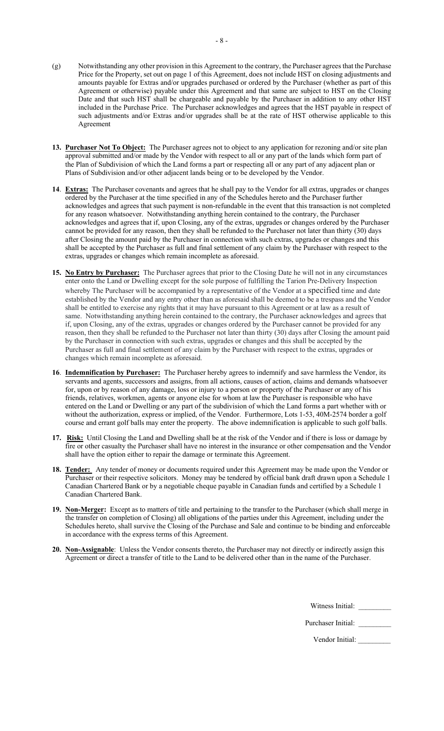(g) Notwithstanding any other provision in this Agreement to the contrary, the Purchaser agrees that the Purchase Price for the Property, set out on page 1 of this Agreement, does not include HST on closing adjustments and amounts payable for Extras and/or upgrades purchased or ordered by the Purchaser (whether as part of this Agreement or otherwise) payable under this Agreement and that same are subject to HST on the Closing Date and that such HST shall be chargeable and payable by the Purchaser in addition to any other HST included in the Purchase Price. The Purchaser acknowledges and agrees that the HST payable in respect of such adjustments and/or Extras and/or upgrades shall be at the rate of HST otherwise applicable to this Agreement

**13. <u>Purchaser Not To Object:</u>** The Purchaser agrees not to object to any application for rezoning and/or site plan approval submitted and/or made by the Vendor with respect to all or any part of the lands which form part of the Plan of Subdivision of which the Land forms a part or respecting all or any part of any adjacent plan or Plans of Subdivision and/or other adjacent lands being or to be developed by the Vendor.

**14**. **<u>Extras:</u>** The Purchaser covenants and agrees that he shall pay to the Vendor for all extras, upgrades or changes ordered by the Purchaser at the time specified in any of the Schedules hereto and the Purchaser further acknowledges and agrees that such payment is non-refundable in the event that this transaction is not completed for any reason whatsoever. Notwithstanding anything herein contained to the contrary, the Purchaser acknowledges and agrees that if, upon Closing, any of the extras, upgrades or changes ordered by the Purchaser cannot be provided for any reason, then they shall be refunded to the Purchaser not later than thirty (30) days after Closing the amount paid by the Purchaser in connection with such extras, upgrades or changes and this shall be accepted by the Purchaser as full and final settlement of any claim by the Purchaser with respect to the extras, upgrades or changes which remain incomplete as aforesaid.

**15. <u>No Entry by Purchaser:</u>** The Purchaser agrees that prior to the Closing Date he will not in any circumstances enter onto the Land or Dwelling except for the sole purpose of fulfilling the Tarion Pre-Delivery Inspection whereby The Purchaser will be accompanied by a representative of the Vendor at a specified time and date established by the Vendor and any entry other than as aforesaid shall be deemed to be a trespass and the Vendor shall be entitled to exercise any rights that it may have pursuant to this Agreement or at law as a result of same. Notwithstanding anything herein contained to the contrary, the Purchaser acknowledges and agrees that if, upon Closing, any of the extras, upgrades or changes ordered by the Purchaser cannot be provided for any reason, then they shall be refunded to the Purchaser not later than thirty (30) days after Closing the amount paid by the Purchaser in connection with such extras, upgrades or changes and this shall be accepted by the Purchaser as full and final settlement of any claim by the Purchaser with respect to the extras, upgrades or changes which remain incomplete as aforesaid.

**16**. **<u>Indemnification by Purchaser:</u>** The Purchaser hereby agrees to indemnify and save harmless the Vendor, its servants and agents, successors and assigns, from all actions, causes of action, claims and demands whatsoever for, upon or by reason of any damage, loss or injury to a person or property of the Purchaser or any of his friends, relatives, workmen, agents or anyone else for whom at law the Purchaser is responsible who have entered on the Land or Dwelling or any part of the subdivision of which the Land forms a part whether with or without the authorization, express or implied, of the Vendor. Furthermore, Lots 1-53, 40M-2574 border a golf course and errant golf balls may enter the property. The above indemnification is applicable to such golf balls.

**17. <u>Risk:</u>** Until Closing the Land and Dwelling shall be at the risk of the Vendor and if there is loss or damage by fire or other casualty the Purchaser shall have no interest in the insurance or other compensation and the Vendor shall have the option either to repair the damage or terminate this Agreement.

**18. <u>Tender:</u>** Any tender of money or documents required under this Agreement may be made upon the Vendor or Purchaser or their respective solicitors. Money may be tendered by official bank draft drawn upon a Schedule 1 Canadian Chartered Bank or by a negotiable cheque payable in Canadian funds and certified by a Schedule 1 Canadian Chartered Bank.

**19. <u>Non-Merger:</u>** Except as to matters of title and pertaining to the transfer to the Purchaser (which shall merge in the transfer on completion of Closing) all obligations of the parties under this Agreement, including under the Schedules hereto, shall survive the Closing of the Purchase and Sale and continue to be binding and enforceable in accordance with the express terms of this Agreement.

**20. <u>Non-Assignable</u>**: Unless the Vendor consents thereto, the Purchaser may not directly or indirectly assign this Agreement or direct a transfer of title to the Land to be delivered other than in the name of the Purchaser.

Witness Initial: _________

Purchaser Initial: _________

Vendor Initial: _________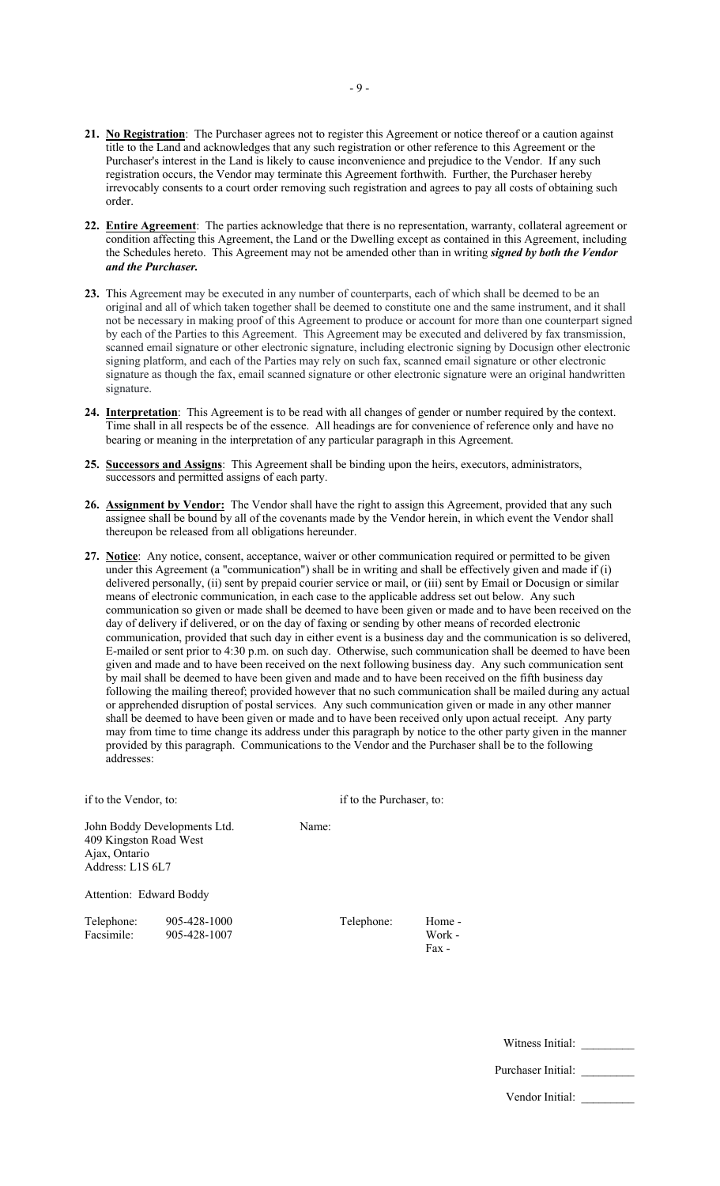**21.** <u>**No Registration**</u>: The Purchaser agrees not to register this Agreement or notice thereof or a caution against title to the Land and acknowledges that any such registration or other reference to this Agreement or the Purchaser's interest in the Land is likely to cause inconvenience and prejudice to the Vendor. If any such registration occurs, the Vendor may terminate this Agreement forthwith. Further, the Purchaser hereby irrevocably consents to a court order removing such registration and agrees to pay all costs of obtaining such order.

**22.** <u>**Entire Agreement**</u>: The parties acknowledge that there is no representation, warranty, collateral agreement or condition affecting this Agreement, the Land or the Dwelling except as contained in this Agreement, including the Schedules hereto. This Agreement may not be amended other than in writing ***signed by both the Vendor and the Purchaser.***

**23.** This Agreement may be executed in any number of counterparts, each of which shall be deemed to be an original and all of which taken together shall be deemed to constitute one and the same instrument, and it shall not be necessary in making proof of this Agreement to produce or account for more than one counterpart signed by each of the Parties to this Agreement. This Agreement may be executed and delivered by fax transmission, scanned email signature or other electronic signature, including electronic signing by Docusign other electronic signing platform, and each of the Parties may rely on such fax, scanned email signature or other electronic signature as though the fax, email scanned signature or other electronic signature were an original handwritten signature.

**24.** <u>**Interpretation**</u>: This Agreement is to be read with all changes of gender or number required by the context. Time shall in all respects be of the essence. All headings are for convenience of reference only and have no bearing or meaning in the interpretation of any particular paragraph in this Agreement.

**25.** <u>**Successors and Assigns**</u>: This Agreement shall be binding upon the heirs, executors, administrators, successors and permitted assigns of each party.

**26.** <u>**Assignment by Vendor:**</u> The Vendor shall have the right to assign this Agreement, provided that any such assignee shall be bound by all of the covenants made by the Vendor herein, in which event the Vendor shall thereupon be released from all obligations hereunder.

**27.** <u>**Notice**</u>: Any notice, consent, acceptance, waiver or other communication required or permitted to be given under this Agreement (a "communication") shall be in writing and shall be effectively given and made if (i) delivered personally, (ii) sent by prepaid courier service or mail, or (iii) sent by Email or Docusign or similar means of electronic communication, in each case to the applicable address set out below. Any such communication so given or made shall be deemed to have been given or made and to have been received on the day of delivery if delivered, or on the day of faxing or sending by other means of recorded electronic communication, provided that such day in either event is a business day and the communication is so delivered, E-mailed or sent prior to 4:30 p.m. on such day. Otherwise, such communication shall be deemed to have been given and made and to have been received on the next following business day. Any such communication sent by mail shall be deemed to have been given and made and to have been received on the fifth business day following the mailing thereof; provided however that no such communication shall be mailed during any actual or apprehended disruption of postal services. Any such communication given or made in any other manner shall be deemed to have been given or made and to have been received only upon actual receipt. Any party may from time to time change its address under this paragraph by notice to the other party given in the manner provided by this paragraph. Communications to the Vendor and the Purchaser shall be to the following addresses:

if to the Vendor, to:

John Boddy Developments Ltd.
409 Kingston Road West
Ajax, Ontario
Address: L1S 6L7

Attention: Edward Boddy

Telephone: 905-428-1000
Facsimile: 905-428-1007

if to the Purchaser, to:

Name:

Telephone: Home -
Work -
Fax -

Witness Initial: _________

Purchaser Initial: _________

Vendor Initial: _________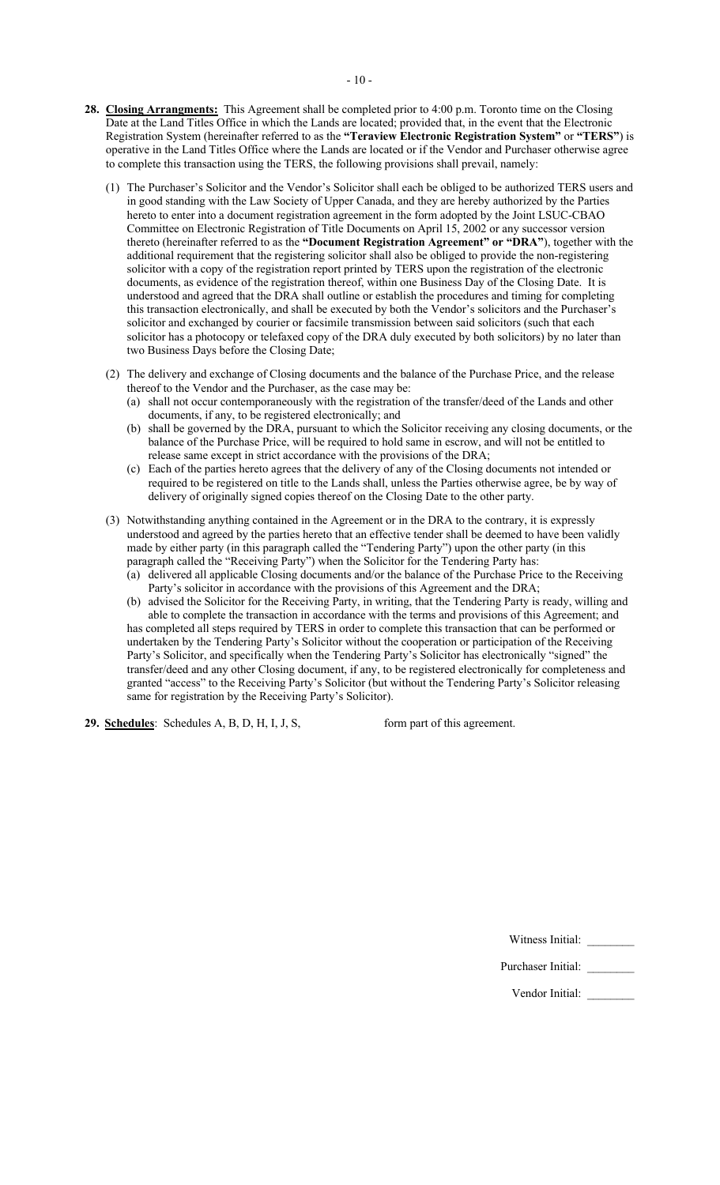**28. Closing Arrangments:** This Agreement shall be completed prior to 4:00 p.m. Toronto time on the Closing Date at the Land Titles Office in which the Lands are located; provided that, in the event that the Electronic Registration System (hereinafter referred to as the **"Teraview Electronic Registration System"** or **"TERS"**) is operative in the Land Titles Office where the Lands are located or if the Vendor and Purchaser otherwise agree to complete this transaction using the TERS, the following provisions shall prevail, namely:

(1) The Purchaser's Solicitor and the Vendor's Solicitor shall each be obliged to be authorized TERS users and in good standing with the Law Society of Upper Canada, and they are hereby authorized by the Parties hereto to enter into a document registration agreement in the form adopted by the Joint LSUC-CBAO Committee on Electronic Registration of Title Documents on April 15, 2002 or any successor version thereto (hereinafter referred to as the **"Document Registration Agreement" or "DRA"**), together with the additional requirement that the registering solicitor shall also be obliged to provide the non-registering solicitor with a copy of the registration report printed by TERS upon the registration of the electronic documents, as evidence of the registration thereof, within one Business Day of the Closing Date. It is understood and agreed that the DRA shall outline or establish the procedures and timing for completing this transaction electronically, and shall be executed by both the Vendor's solicitors and the Purchaser's solicitor and exchanged by courier or facsimile transmission between said solicitors (such that each solicitor has a photocopy or telefaxed copy of the DRA duly executed by both solicitors) by no later than two Business Days before the Closing Date;

(2) The delivery and exchange of Closing documents and the balance of the Purchase Price, and the release thereof to the Vendor and the Purchaser, as the case may be:

(a) shall not occur contemporaneously with the registration of the transfer/deed of the Lands and other documents, if any, to be registered electronically; and

(b) shall be governed by the DRA, pursuant to which the Solicitor receiving any closing documents, or the balance of the Purchase Price, will be required to hold same in escrow, and will not be entitled to release same except in strict accordance with the provisions of the DRA;

(c) Each of the parties hereto agrees that the delivery of any of the Closing documents not intended or required to be registered on title to the Lands shall, unless the Parties otherwise agree, be by way of delivery of originally signed copies thereof on the Closing Date to the other party.

(3) Notwithstanding anything contained in the Agreement or in the DRA to the contrary, it is expressly understood and agreed by the parties hereto that an effective tender shall be deemed to have been validly made by either party (in this paragraph called the "Tendering Party") upon the other party (in this paragraph called the "Receiving Party") when the Solicitor for the Tendering Party has:

(a) delivered all applicable Closing documents and/or the balance of the Purchase Price to the Receiving Party's solicitor in accordance with the provisions of this Agreement and the DRA;

(b) advised the Solicitor for the Receiving Party, in writing, that the Tendering Party is ready, willing and able to complete the transaction in accordance with the terms and provisions of this Agreement; and

has completed all steps required by TERS in order to complete this transaction that can be performed or undertaken by the Tendering Party's Solicitor without the cooperation or participation of the Receiving Party's Solicitor, and specifically when the Tendering Party's Solicitor has electronically "signed" the transfer/deed and any other Closing document, if any, to be registered electronically for completeness and granted "access" to the Receiving Party's Solicitor (but without the Tendering Party's Solicitor releasing same for registration by the Receiving Party's Solicitor).

**29. Schedules**: Schedules A, B, D, H, I, J, S, form part of this agreement.

Witness Initial: ________

Purchaser Initial: ________

Vendor Initial: ________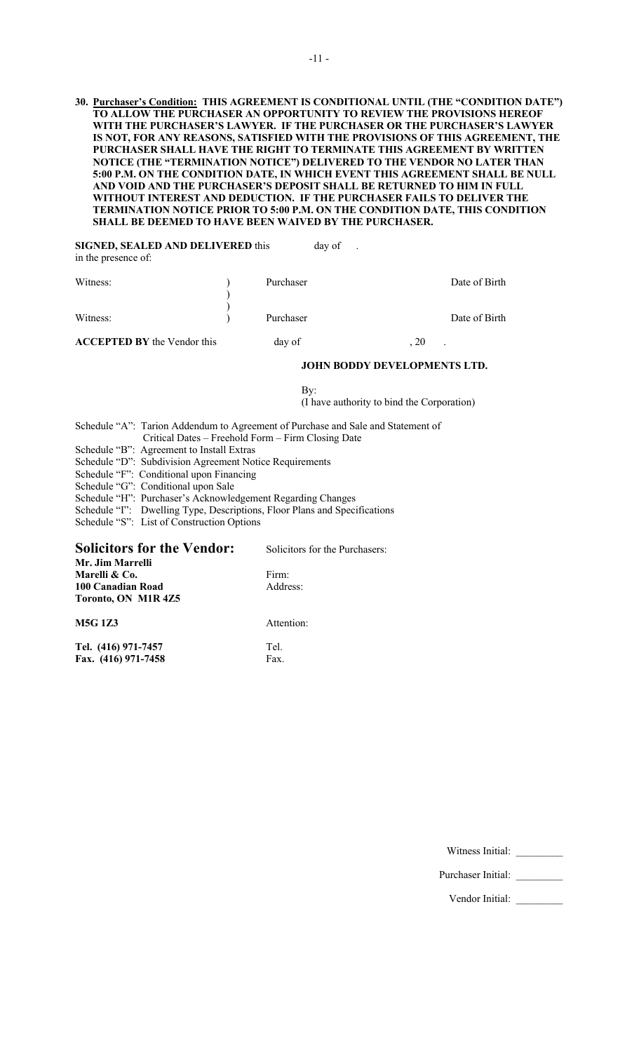**30. <u>Purchaser's Condition:</u> THIS AGREEMENT IS CONDITIONAL UNTIL (THE "CONDITION DATE") TO ALLOW THE PURCHASER AN OPPORTUNITY TO REVIEW THE PROVISIONS HEREOF WITH THE PURCHASER'S LAWYER. IF THE PURCHASER OR THE PURCHASER'S LAWYER IS NOT, FOR ANY REASONS, SATISFIED WITH THE PROVISIONS OF THIS AGREEMENT, THE PURCHASER SHALL HAVE THE RIGHT TO TERMINATE THIS AGREEMENT BY WRITTEN NOTICE (THE "TERMINATION NOTICE") DELIVERED TO THE VENDOR NO LATER THAN 5:00 P.M. ON THE CONDITION DATE, IN WHICH EVENT THIS AGREEMENT SHALL BE NULL AND VOID AND THE PURCHASER'S DEPOSIT SHALL BE RETURNED TO HIM IN FULL WITHOUT INTEREST AND DEDUCTION. IF THE PURCHASER FAILS TO DELIVER THE TERMINATION NOTICE PRIOR TO 5:00 P.M. ON THE CONDITION DATE, THIS CONDITION SHALL BE DEEMED TO HAVE BEEN WAIVED BY THE PURCHASER.**

**SIGNED, SEALED AND DELIVERED** this day of .
in the presence of:

| | | | |
|---|---|---|---|
| Witness: | ) | Purchaser | Date of Birth |
| | ) | | |
| | ) | | |
| Witness: | ) | Purchaser | Date of Birth |

**ACCEPTED BY** the Vendor this day of , 20 .

**JOHN BODDY DEVELOPMENTS LTD.**

By:
(I have authority to bind the Corporation)

Schedule "A": Tarion Addendum to Agreement of Purchase and Sale and Statement of Critical Dates – Freehold Form – Firm Closing Date
Schedule "B": Agreement to Install Extras
Schedule "D": Subdivision Agreement Notice Requirements
Schedule "F": Conditional upon Financing
Schedule "G": Conditional upon Sale
Schedule "H": Purchaser's Acknowledgement Regarding Changes
Schedule "I": Dwelling Type, Descriptions, Floor Plans and Specifications
Schedule "S": List of Construction Options

| **Solicitors for the Vendor:** | Solicitors for the Purchasers: |
|---|---|
| **Mr. Jim Marrelli** | |
| **Marelli & Co.** | Firm: |
| **100 Canadian Road** | Address: |
| **Toronto, ON M1R 4Z5** | |
| **M5G 1Z3** | Attention: |
| **Tel. (416) 971-7457** | Tel. |
| **Fax. (416) 971-7458** | Fax. |

Witness Initial: _________

Purchaser Initial: _________

Vendor Initial: _________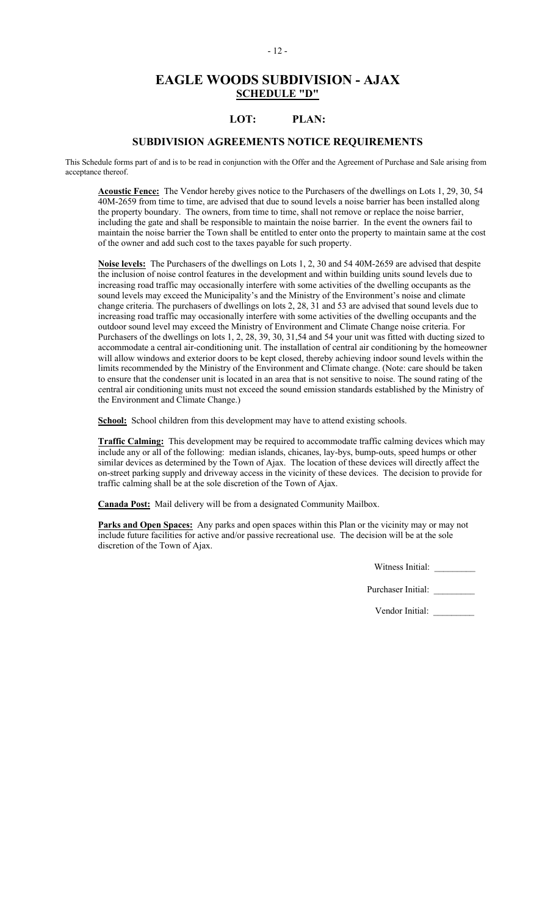# EAGLE WOODS SUBDIVISION - AJAX

## SCHEDULE "D"

### LOT: PLAN:

### SUBDIVISION AGREEMENTS NOTICE REQUIREMENTS

This Schedule forms part of and is to be read in conjunction with the Offer and the Agreement of Purchase and Sale arising from acceptance thereof.

**Acoustic Fence:** The Vendor hereby gives notice to the Purchasers of the dwellings on Lots 1, 29, 30, 54 40M-2659 from time to time, are advised that due to sound levels a noise barrier has been installed along the property boundary. The owners, from time to time, shall not remove or replace the noise barrier, including the gate and shall be responsible to maintain the noise barrier. In the event the owners fail to maintain the noise barrier the Town shall be entitled to enter onto the property to maintain same at the cost of the owner and add such cost to the taxes payable for such property.

**Noise levels:** The Purchasers of the dwellings on Lots 1, 2, 30 and 54 40M-2659 are advised that despite the inclusion of noise control features in the development and within building units sound levels due to increasing road traffic may occasionally interfere with some activities of the dwelling occupants as the sound levels may exceed the Municipality's and the Ministry of the Environment's noise and climate change criteria. The purchasers of dwellings on lots 2, 28, 31 and 53 are advised that sound levels due to increasing road traffic may occasionally interfere with some activities of the dwelling occupants and the outdoor sound level may exceed the Ministry of Environment and Climate Change noise criteria. For Purchasers of the dwellings on lots 1, 2, 28, 39, 30, 31,54 and 54 your unit was fitted with ducting sized to accommodate a central air-conditioning unit. The installation of central air conditioning by the homeowner will allow windows and exterior doors to be kept closed, thereby achieving indoor sound levels within the limits recommended by the Ministry of the Environment and Climate change. (Note: care should be taken to ensure that the condenser unit is located in an area that is not sensitive to noise. The sound rating of the central air conditioning units must not exceed the sound emission standards established by the Ministry of the Environment and Climate Change.)

**School:** School children from this development may have to attend existing schools.

**Traffic Calming:** This development may be required to accommodate traffic calming devices which may include any or all of the following: median islands, chicanes, lay-bys, bump-outs, speed humps or other similar devices as determined by the Town of Ajax. The location of these devices will directly affect the on-street parking supply and driveway access in the vicinity of these devices. The decision to provide for traffic calming shall be at the sole discretion of the Town of Ajax.

**Canada Post:** Mail delivery will be from a designated Community Mailbox.

**Parks and Open Spaces:** Any parks and open spaces within this Plan or the vicinity may or may not include future facilities for active and/or passive recreational use. The decision will be at the sole discretion of the Town of Ajax.

Witness Initial: _________

Purchaser Initial: _________

Vendor Initial: _________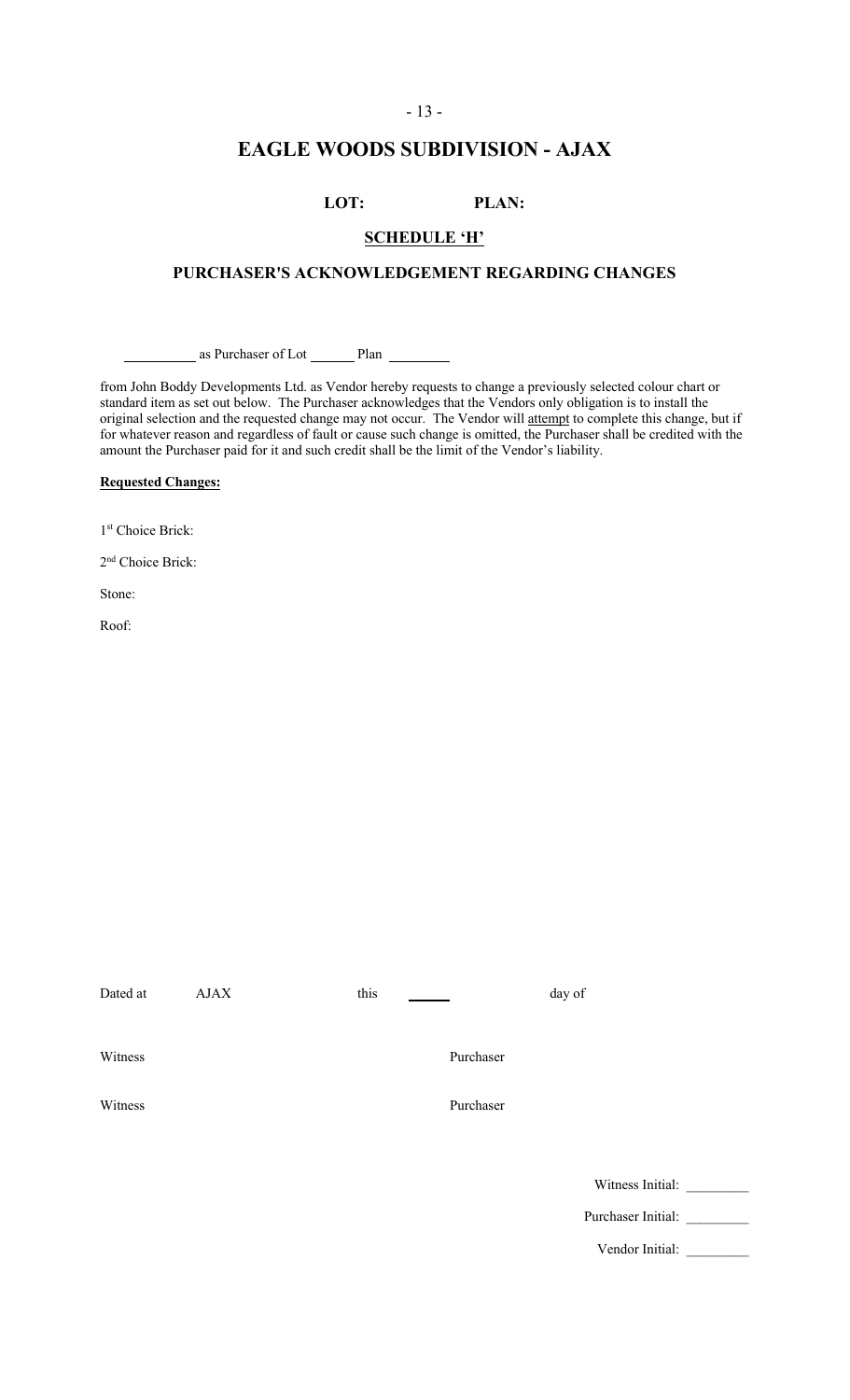# EAGLE WOODS SUBDIVISION - AJAX

**LOT: PLAN:**

## SCHEDULE 'H'

## PURCHASER'S ACKNOWLEDGEMENT REGARDING CHANGES

__________ as Purchaser of Lot ______ Plan ________

from John Boddy Developments Ltd. as Vendor hereby requests to change a previously selected colour chart or standard item as set out below. The Purchaser acknowledges that the Vendors only obligation is to install the original selection and the requested change may not occur. The Vendor will attempt to complete this change, but if for whatever reason and regardless of fault or cause such change is omitted, the Purchaser shall be credited with the amount the Purchaser paid for it and such credit shall be the limit of the Vendor's liability.

**Requested Changes:**

1st Choice Brick:

2nd Choice Brick:

Stone:

Roof:

Dated at AJAX this ______ day of

Witness Purchaser

Witness Purchaser

Witness Initial: ________

Purchaser Initial: ________

Vendor Initial: ________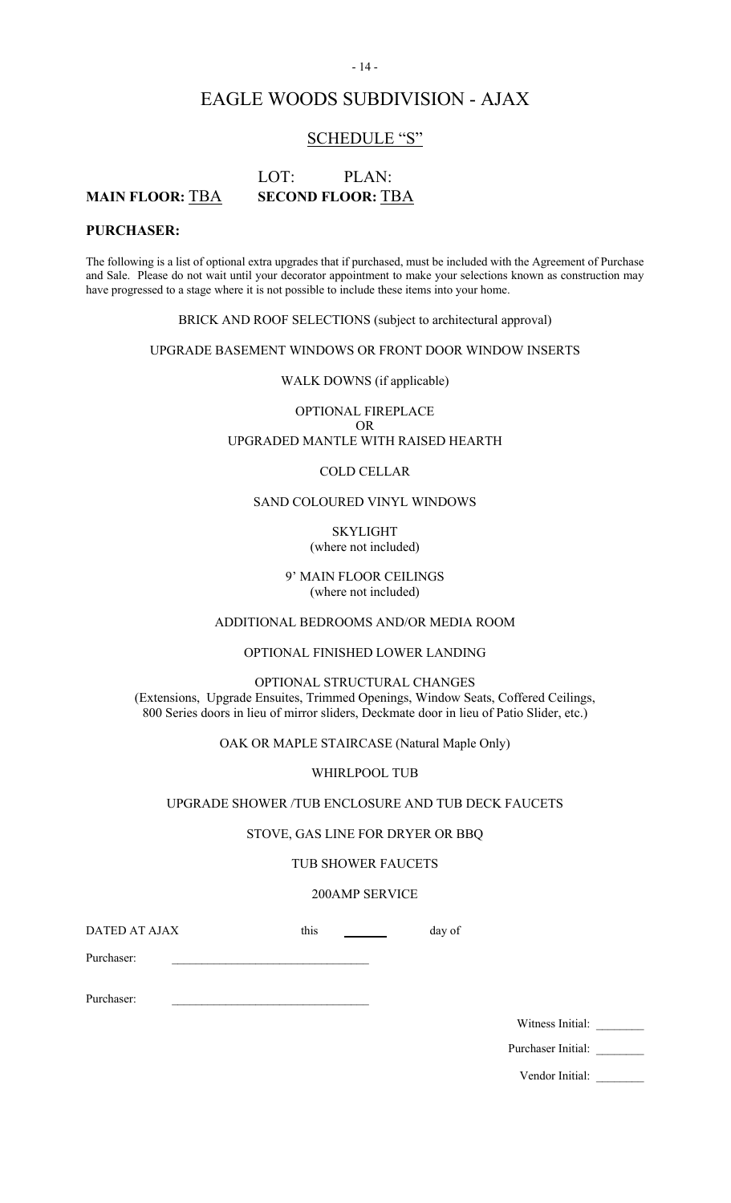# EAGLE WOODS SUBDIVISION - AJAX

## SCHEDULE "S"

LOT: PLAN:

**MAIN FLOOR:** TBA **SECOND FLOOR:** TBA

**PURCHASER:**

The following is a list of optional extra upgrades that if purchased, must be included with the Agreement of Purchase and Sale. Please do not wait until your decorator appointment to make your selections known as construction may have progressed to a stage where it is not possible to include these items into your home.

BRICK AND ROOF SELECTIONS (subject to architectural approval)

UPGRADE BASEMENT WINDOWS OR FRONT DOOR WINDOW INSERTS

WALK DOWNS (if applicable)

OPTIONAL FIREPLACE
OR
UPGRADED MANTLE WITH RAISED HEARTH

COLD CELLAR

SAND COLOURED VINYL WINDOWS

SKYLIGHT
(where not included)

9' MAIN FLOOR CEILINGS
(where not included)

ADDITIONAL BEDROOMS AND/OR MEDIA ROOM

OPTIONAL FINISHED LOWER LANDING

OPTIONAL STRUCTURAL CHANGES
(Extensions, Upgrade Ensuites, Trimmed Openings, Window Seats, Coffered Ceilings, 800 Series doors in lieu of mirror sliders, Deckmate door in lieu of Patio Slider, etc.)

OAK OR MAPLE STAIRCASE (Natural Maple Only)

WHIRLPOOL TUB

UPGRADE SHOWER /TUB ENCLOSURE AND TUB DECK FAUCETS

STOVE, GAS LINE FOR DRYER OR BBQ

TUB SHOWER FAUCETS

200AMP SERVICE

DATED AT AJAX this _______ day of

Purchaser: ________________________________

Purchaser: ________________________________

Witness Initial: ________

Purchaser Initial: ________

Vendor Initial: ________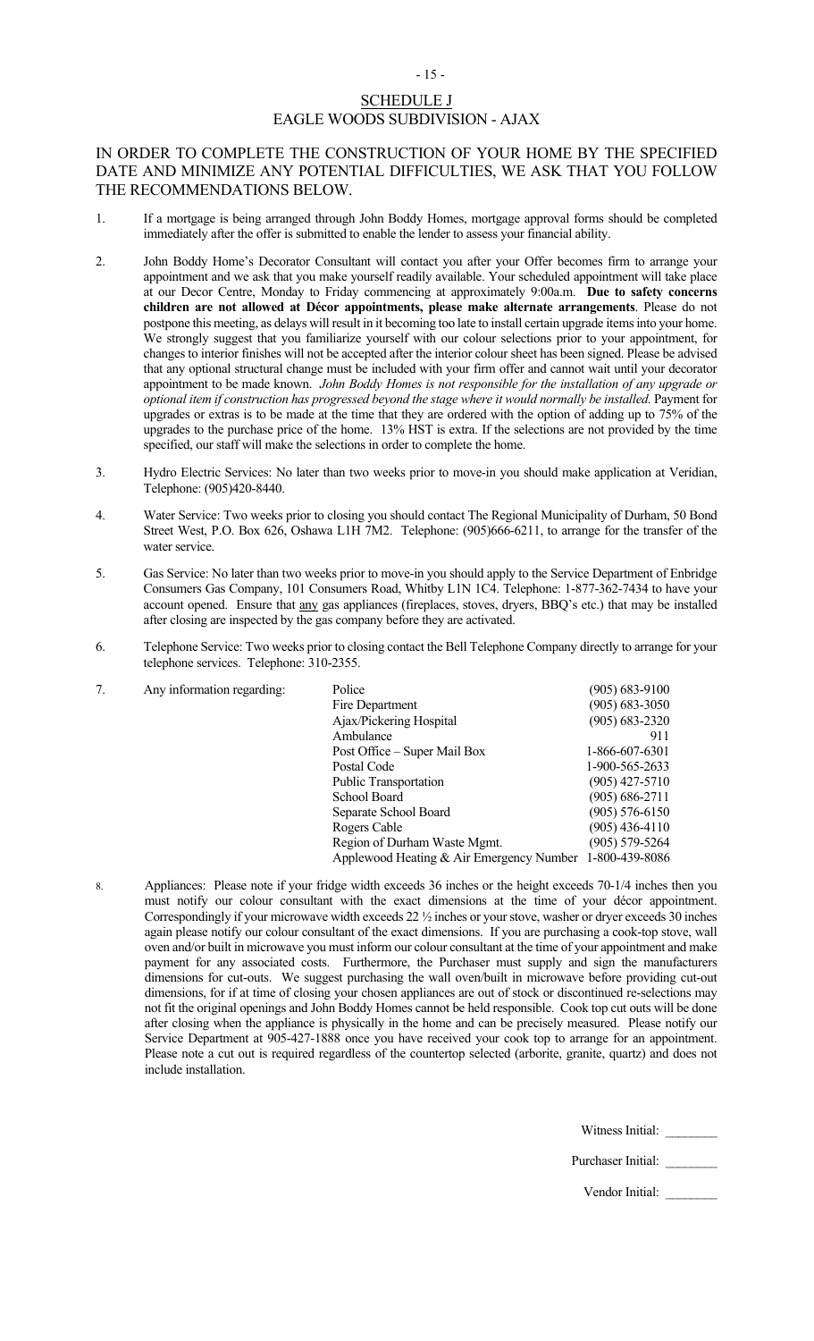## SCHEDULE J
## EAGLE WOODS SUBDIVISION - AJAX

IN ORDER TO COMPLETE THE CONSTRUCTION OF YOUR HOME BY THE SPECIFIED DATE AND MINIMIZE ANY POTENTIAL DIFFICULTIES, WE ASK THAT YOU FOLLOW THE RECOMMENDATIONS BELOW.

1. If a mortgage is being arranged through John Boddy Homes, mortgage approval forms should be completed immediately after the offer is submitted to enable the lender to assess your financial ability.

2. John Boddy Home's Decorator Consultant will contact you after your Offer becomes firm to arrange your appointment and we ask that you make yourself readily available. Your scheduled appointment will take place at our Decor Centre, Monday to Friday commencing at approximately 9:00a.m. **Due to safety concerns children are not allowed at Décor appointments, please make alternate arrangements**. Please do not postpone this meeting, as delays will result in it becoming too late to install certain upgrade items into your home. We strongly suggest that you familiarize yourself with our colour selections prior to your appointment, for changes to interior finishes will not be accepted after the interior colour sheet has been signed. Please be advised that any optional structural change must be included with your firm offer and cannot wait until your decorator appointment to be made known. *John Boddy Homes is not responsible for the installation of any upgrade or optional item if construction has progressed beyond the stage where it would normally be installed.* Payment for upgrades or extras is to be made at the time that they are ordered with the option of adding up to 75% of the upgrades to the purchase price of the home. 13% HST is extra. If the selections are not provided by the time specified, our staff will make the selections in order to complete the home.

3. Hydro Electric Services: No later than two weeks prior to move-in you should make application at Veridian, Telephone: (905)420-8440.

4. Water Service: Two weeks prior to closing you should contact The Regional Municipality of Durham, 50 Bond Street West, P.O. Box 626, Oshawa L1H 7M2. Telephone: (905)666-6211, to arrange for the transfer of the water service.

5. Gas Service: No later than two weeks prior to move-in you should apply to the Service Department of Enbridge Consumers Gas Company, 101 Consumers Road, Whitby L1N 1C4. Telephone: 1-877-362-7434 to have your account opened. Ensure that <u>any</u> gas appliances (fireplaces, stoves, dryers, BBQ's etc.) that may be installed after closing are inspected by the gas company before they are activated.

6. Telephone Service: Two weeks prior to closing contact the Bell Telephone Company directly to arrange for your telephone services. Telephone: 310-2355.

7. Any information regarding:

| | |
|---|---|
| Police | (905) 683-9100 |
| Fire Department | (905) 683-3050 |
| Ajax/Pickering Hospital | (905) 683-2320 |
| Ambulance | 911 |
| Post Office – Super Mail Box | 1-866-607-6301 |
| Postal Code | 1-900-565-2633 |
| Public Transportation | (905) 427-5710 |
| School Board | (905) 686-2711 |
| Separate School Board | (905) 576-6150 |
| Rogers Cable | (905) 436-4110 |
| Region of Durham Waste Mgmt. | (905) 579-5264 |
| Applewood Heating & Air Emergency Number | 1-800-439-8086 |

8. Appliances: Please note if your fridge width exceeds 36 inches or the height exceeds 70-1/4 inches then you must notify our colour consultant with the exact dimensions at the time of your décor appointment. Correspondingly if your microwave width exceeds 22 ½ inches or your stove, washer or dryer exceeds 30 inches again please notify our colour consultant of the exact dimensions. If you are purchasing a cook-top stove, wall oven and/or built in microwave you must inform our colour consultant at the time of your appointment and make payment for any associated costs. Furthermore, the Purchaser must supply and sign the manufacturers dimensions for cut-outs. We suggest purchasing the wall oven/built in microwave before providing cut-out dimensions, for if at time of closing your chosen appliances are out of stock or discontinued re-selections may not fit the original openings and John Boddy Homes cannot be held responsible. Cook top cut outs will be done after closing when the appliance is physically in the home and can be precisely measured. Please notify our Service Department at 905-427-1888 once you have received your cook top to arrange for an appointment. Please note a cut out is required regardless of the countertop selected (arborite, granite, quartz) and does not include installation.

Witness Initial: ________

Purchaser Initial: ________

Vendor Initial: ________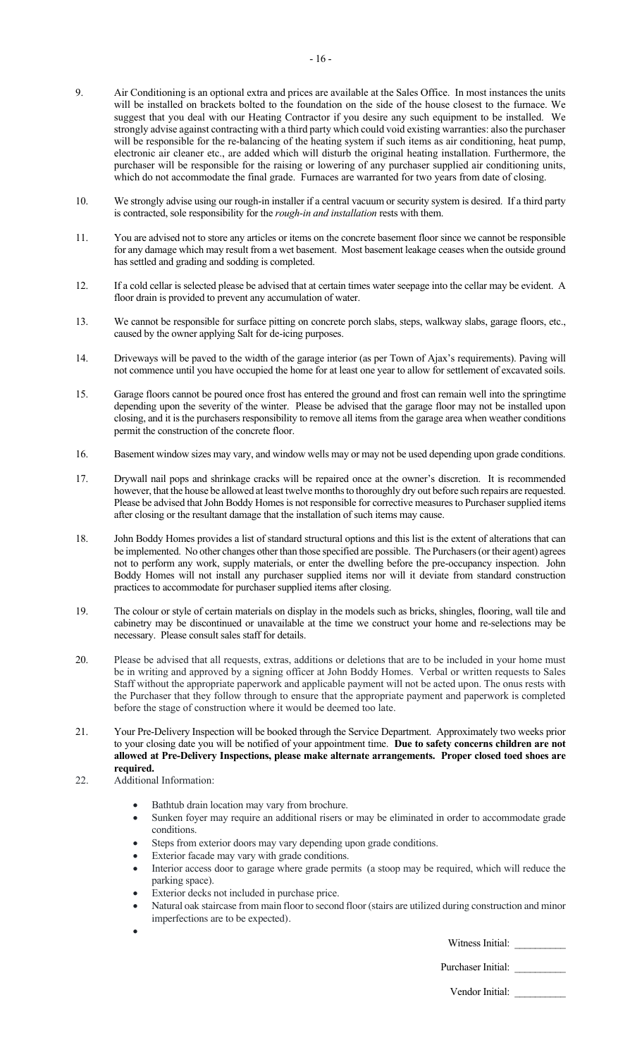9. Air Conditioning is an optional extra and prices are available at the Sales Office. In most instances the units will be installed on brackets bolted to the foundation on the side of the house closest to the furnace. We suggest that you deal with our Heating Contractor if you desire any such equipment to be installed. We strongly advise against contracting with a third party which could void existing warranties: also the purchaser will be responsible for the re-balancing of the heating system if such items as air conditioning, heat pump, electronic air cleaner etc., are added which will disturb the original heating installation. Furthermore, the purchaser will be responsible for the raising or lowering of any purchaser supplied air conditioning units, which do not accommodate the final grade. Furnaces are warranted for two years from date of closing.

10. We strongly advise using our rough-in installer if a central vacuum or security system is desired. If a third party is contracted, sole responsibility for the *rough-in and installation* rests with them.

11. You are advised not to store any articles or items on the concrete basement floor since we cannot be responsible for any damage which may result from a wet basement. Most basement leakage ceases when the outside ground has settled and grading and sodding is completed.

12. If a cold cellar is selected please be advised that at certain times water seepage into the cellar may be evident. A floor drain is provided to prevent any accumulation of water.

13. We cannot be responsible for surface pitting on concrete porch slabs, steps, walkway slabs, garage floors, etc., caused by the owner applying Salt for de-icing purposes.

14. Driveways will be paved to the width of the garage interior (as per Town of Ajax's requirements). Paving will not commence until you have occupied the home for at least one year to allow for settlement of excavated soils.

15. Garage floors cannot be poured once frost has entered the ground and frost can remain well into the springtime depending upon the severity of the winter. Please be advised that the garage floor may not be installed upon closing, and it is the purchasers responsibility to remove all items from the garage area when weather conditions permit the construction of the concrete floor.

16. Basement window sizes may vary, and window wells may or may not be used depending upon grade conditions.

17. Drywall nail pops and shrinkage cracks will be repaired once at the owner's discretion. It is recommended however, that the house be allowed at least twelve months to thoroughly dry out before such repairs are requested. Please be advised that John Boddy Homes is not responsible for corrective measures to Purchaser supplied items after closing or the resultant damage that the installation of such items may cause.

18. John Boddy Homes provides a list of standard structural options and this list is the extent of alterations that can be implemented. No other changes other than those specified are possible. The Purchasers (or their agent) agrees not to perform any work, supply materials, or enter the dwelling before the pre-occupancy inspection. John Boddy Homes will not install any purchaser supplied items nor will it deviate from standard construction practices to accommodate for purchaser supplied items after closing.

19. The colour or style of certain materials on display in the models such as bricks, shingles, flooring, wall tile and cabinetry may be discontinued or unavailable at the time we construct your home and re-selections may be necessary. Please consult sales staff for details.

20. Please be advised that all requests, extras, additions or deletions that are to be included in your home must be in writing and approved by a signing officer at John Boddy Homes. Verbal or written requests to Sales Staff without the appropriate paperwork and applicable payment will not be acted upon. The onus rests with the Purchaser that they follow through to ensure that the appropriate payment and paperwork is completed before the stage of construction where it would be deemed too late.

21. Your Pre-Delivery Inspection will be booked through the Service Department. Approximately two weeks prior to your closing date you will be notified of your appointment time. **Due to safety concerns children are not allowed at Pre-Delivery Inspections, please make alternate arrangements. Proper closed toed shoes are required.**

22. Additional Information:

    - Bathtub drain location may vary from brochure.
    - Sunken foyer may require an additional risers or may be eliminated in order to accommodate grade conditions.
    - Steps from exterior doors may vary depending upon grade conditions.
    - Exterior facade may vary with grade conditions.
    - Interior access door to garage where grade permits (a stoop may be required, which will reduce the parking space).
    - Exterior decks not included in purchase price.
    - Natural oak staircase from main floor to second floor (stairs are utilized during construction and minor imperfections are to be expected).
    - 

Witness Initial: __________

Purchaser Initial: __________

Vendor Initial: __________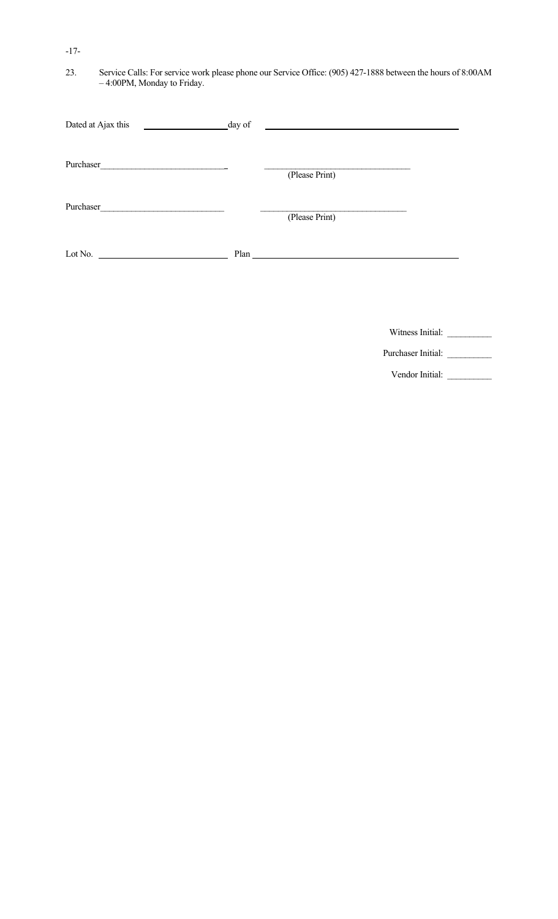23. Service Calls: For service work please phone our Service Office: (905) 427-1888 between the hours of 8:00AM – 4:00PM, Monday to Friday.

Dated at Ajax this \_\_\_\_\_\_\_\_\_\_\_\_\_\_\_\_\_\_ day of \_\_\_\_\_\_\_\_\_\_\_\_\_\_\_\_\_\_\_\_\_\_\_\_\_\_\_\_\_\_\_\_\_\_\_\_\_\_\_\_

Purchaser\_\_\_\_\_\_\_\_\_\_\_\_\_\_\_\_\_\_\_\_\_\_\_\_\_\_\_\_ \_\_\_\_\_\_\_\_\_\_\_\_\_\_\_\_\_\_\_\_\_\_\_\_\_\_\_\_\_\_\_\_
(Please Print)

Purchaser\_\_\_\_\_\_\_\_\_\_\_\_\_\_\_\_\_\_\_\_\_\_\_\_\_\_\_\_ \_\_\_\_\_\_\_\_\_\_\_\_\_\_\_\_\_\_\_\_\_\_\_\_\_\_\_\_\_\_\_\_
(Please Print)

Lot No. \_\_\_\_\_\_\_\_\_\_\_\_\_\_\_\_\_\_\_\_\_\_\_\_\_\_\_\_ Plan \_\_\_\_\_\_\_\_\_\_\_\_\_\_\_\_\_\_\_\_\_\_\_\_\_\_\_\_\_\_\_\_\_\_\_\_\_\_\_\_\_\_\_\_

Witness Initial: \_\_\_\_\_\_\_\_\_\_

Purchaser Initial: \_\_\_\_\_\_\_\_\_\_

Vendor Initial: \_\_\_\_\_\_\_\_\_\_